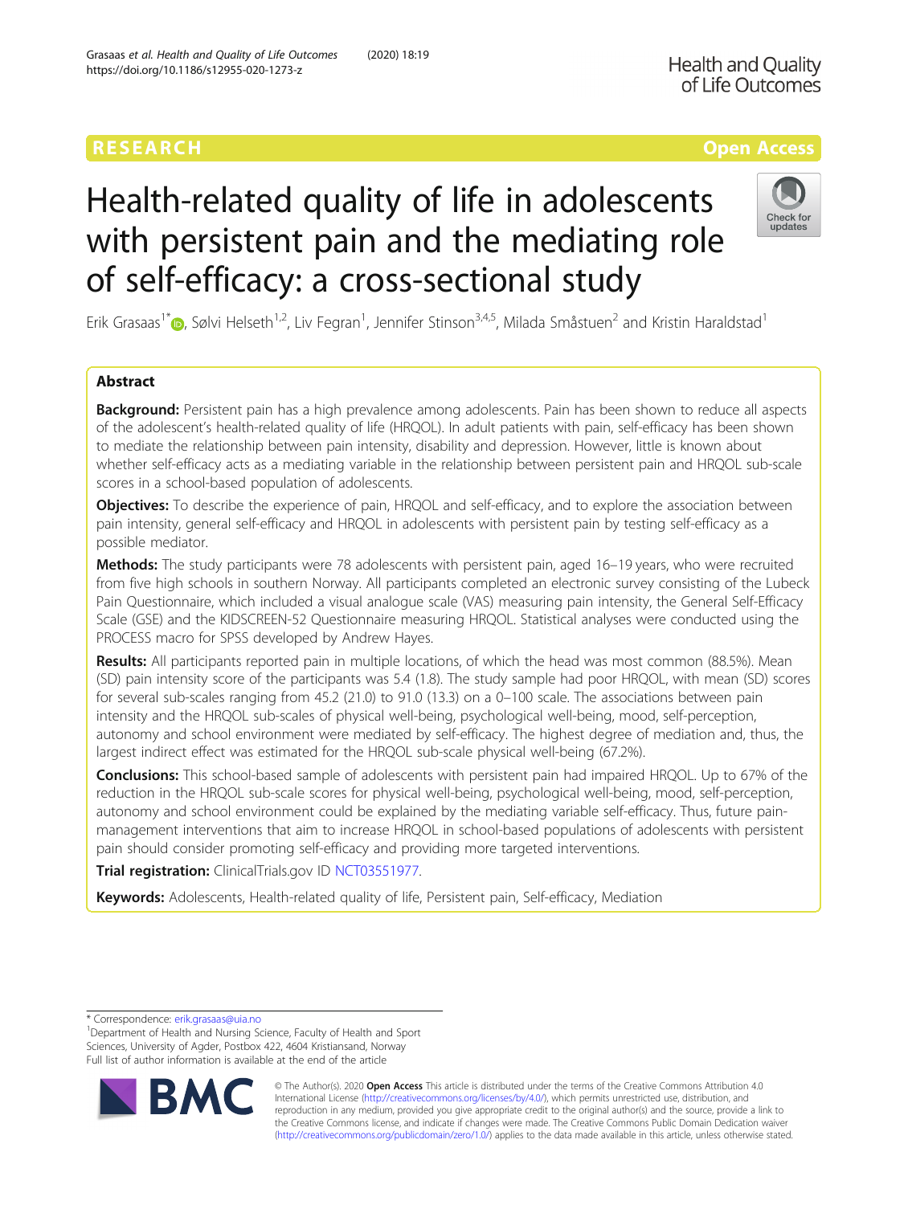RESEARCH

Open Access

# Health-related quality of life in adolescents with persistent pain and the mediating role of self-efficacy: a cross-sectional study

Erik Grasaas[1*], Sølvi Helseth[1,2], Liv Fegran[1], Jennifer Stinson[3,4,5], Milada Småstuen[2] and Kristin Haraldstad[1]

## Abstract

**Background:** Persistent pain has a high prevalence among adolescents. Pain has been shown to reduce all aspects of the adolescent's health-related quality of life (HRQOL). In adult patients with pain, self-efficacy has been shown to mediate the relationship between pain intensity, disability and depression. However, little is known about whether self-efficacy acts as a mediating variable in the relationship between persistent pain and HRQOL sub-scale scores in a school-based population of adolescents.

**Objectives:** To describe the experience of pain, HRQOL and self-efficacy, and to explore the association between pain intensity, general self-efficacy and HRQOL in adolescents with persistent pain by testing self-efficacy as a possible mediator.

**Methods:** The study participants were 78 adolescents with persistent pain, aged 16–19 years, who were recruited from five high schools in southern Norway. All participants completed an electronic survey consisting of the Lubeck Pain Questionnaire, which included a visual analogue scale (VAS) measuring pain intensity, the General Self-Efficacy Scale (GSE) and the KIDSCREEN-52 Questionnaire measuring HRQOL. Statistical analyses were conducted using the PROCESS macro for SPSS developed by Andrew Hayes.

**Results:** All participants reported pain in multiple locations, of which the head was most common (88.5%). Mean (SD) pain intensity score of the participants was 5.4 (1.8). The study sample had poor HRQOL, with mean (SD) scores for several sub-scales ranging from 45.2 (21.0) to 91.0 (13.3) on a 0–100 scale. The associations between pain intensity and the HRQOL sub-scales of physical well-being, psychological well-being, mood, self-perception, autonomy and school environment were mediated by self-efficacy. The highest degree of mediation and, thus, the largest indirect effect was estimated for the HRQOL sub-scale physical well-being (67.2%).

**Conclusions:** This school-based sample of adolescents with persistent pain had impaired HRQOL. Up to 67% of the reduction in the HRQOL sub-scale scores for physical well-being, psychological well-being, mood, self-perception, autonomy and school environment could be explained by the mediating variable self-efficacy. Thus, future pain-management interventions that aim to increase HRQOL in school-based populations of adolescents with persistent pain should consider promoting self-efficacy and providing more targeted interventions.

**Trial registration:** ClinicalTrials.gov ID NCT03551977.

**Keywords:** Adolescents, Health-related quality of life, Persistent pain, Self-efficacy, Mediation

---

* Correspondence: erik.grasaas@uia.no

[1]Department of Health and Nursing Science, Faculty of Health and Sport Sciences, University of Agder, Postbox 422, 4604 Kristiansand, Norway

Full list of author information is available at the end of the article

© The Author(s). 2020 **Open Access** This article is distributed under the terms of the Creative Commons Attribution 4.0 International License (http://creativecommons.org/licenses/by/4.0/), which permits unrestricted use, distribution, and reproduction in any medium, provided you give appropriate credit to the original author(s) and the source, provide a link to the Creative Commons license, and indicate if changes were made. The Creative Commons Public Domain Dedication waiver (http://creativecommons.org/publicdomain/zero/1.0/) applies to the data made available in this article, unless otherwise stated.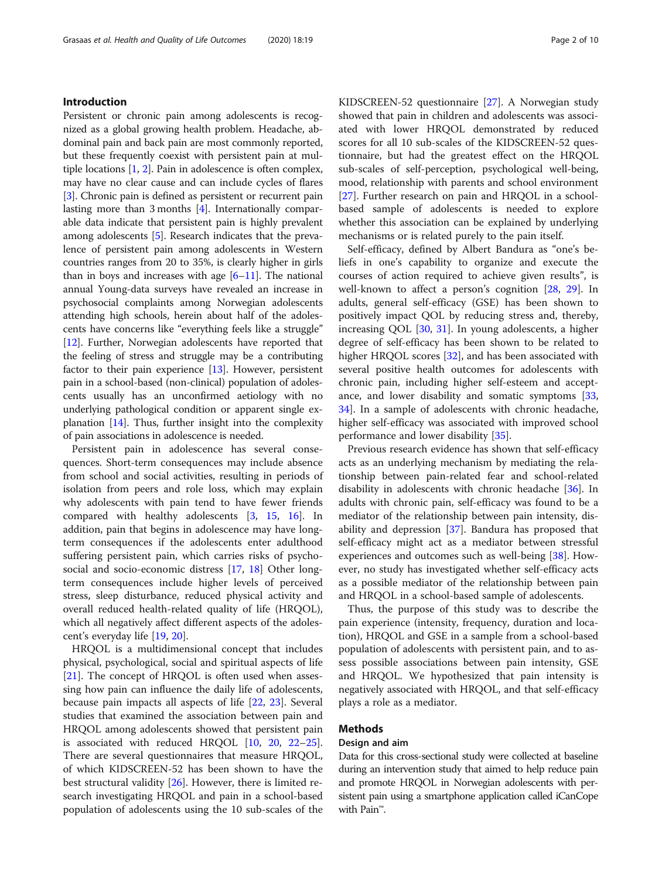## Introduction

Persistent or chronic pain among adolescents is recognized as a global growing health problem. Headache, abdominal pain and back pain are most commonly reported, but these frequently coexist with persistent pain at multiple locations [1, 2]. Pain in adolescence is often complex, may have no clear cause and can include cycles of flares [3]. Chronic pain is defined as persistent or recurrent pain lasting more than 3 months [4]. Internationally comparable data indicate that persistent pain is highly prevalent among adolescents [5]. Research indicates that the prevalence of persistent pain among adolescents in Western countries ranges from 20 to 35%, is clearly higher in girls than in boys and increases with age [6–11]. The national annual Young-data surveys have revealed an increase in psychosocial complaints among Norwegian adolescents attending high schools, herein about half of the adolescents have concerns like "everything feels like a struggle" [12]. Further, Norwegian adolescents have reported that the feeling of stress and struggle may be a contributing factor to their pain experience [13]. However, persistent pain in a school-based (non-clinical) population of adolescents usually has an unconfirmed aetiology with no underlying pathological condition or apparent single explanation [14]. Thus, further insight into the complexity of pain associations in adolescence is needed.

Persistent pain in adolescence has several consequences. Short-term consequences may include absence from school and social activities, resulting in periods of isolation from peers and role loss, which may explain why adolescents with pain tend to have fewer friends compared with healthy adolescents [3, 15, 16]. In addition, pain that begins in adolescence may have long-term consequences if the adolescents enter adulthood suffering persistent pain, which carries risks of psychosocial and socio-economic distress [17, 18] Other long-term consequences include higher levels of perceived stress, sleep disturbance, reduced physical activity and overall reduced health-related quality of life (HRQOL), which all negatively affect different aspects of the adolescent's everyday life [19, 20].

HRQOL is a multidimensional concept that includes physical, psychological, social and spiritual aspects of life [21]. The concept of HRQOL is often used when assessing how pain can influence the daily life of adolescents, because pain impacts all aspects of life [22, 23]. Several studies that examined the association between pain and HRQOL among adolescents showed that persistent pain is associated with reduced HRQOL [10, 20, 22–25]. There are several questionnaires that measure HRQOL, of which KIDSCREEN-52 has been shown to have the best structural validity [26]. However, there is limited research investigating HRQOL and pain in a school-based population of adolescents using the 10 sub-scales of the KIDSCREEN-52 questionnaire [27]. A Norwegian study showed that pain in children and adolescents was associated with lower HRQOL demonstrated by reduced scores for all 10 sub-scales of the KIDSCREEN-52 questionnaire, but had the greatest effect on the HRQOL sub-scales of self-perception, psychological well-being, mood, relationship with parents and school environment [27]. Further research on pain and HRQOL in a school-based sample of adolescents is needed to explore whether this association can be explained by underlying mechanisms or is related purely to the pain itself.

Self-efficacy, defined by Albert Bandura as "one's beliefs in one's capability to organize and execute the courses of action required to achieve given results", is well-known to affect a person's cognition [28, 29]. In adults, general self-efficacy (GSE) has been shown to positively impact QOL by reducing stress and, thereby, increasing QOL [30, 31]. In young adolescents, a higher degree of self-efficacy has been shown to be related to higher HRQOL scores [32], and has been associated with several positive health outcomes for adolescents with chronic pain, including higher self-esteem and acceptance, and lower disability and somatic symptoms [33, 34]. In a sample of adolescents with chronic headache, higher self-efficacy was associated with improved school performance and lower disability [35].

Previous research evidence has shown that self-efficacy acts as an underlying mechanism by mediating the relationship between pain-related fear and school-related disability in adolescents with chronic headache [36]. In adults with chronic pain, self-efficacy was found to be a mediator of the relationship between pain intensity, disability and depression [37]. Bandura has proposed that self-efficacy might act as a mediator between stressful experiences and outcomes such as well-being [38]. However, no study has investigated whether self-efficacy acts as a possible mediator of the relationship between pain and HRQOL in a school-based sample of adolescents.

Thus, the purpose of this study was to describe the pain experience (intensity, frequency, duration and location), HRQOL and GSE in a sample from a school-based population of adolescents with persistent pain, and to assess possible associations between pain intensity, GSE and HRQOL. We hypothesized that pain intensity is negatively associated with HRQOL, and that self-efficacy plays a role as a mediator.

## Methods

### Design and aim

Data for this cross-sectional study were collected at baseline during an intervention study that aimed to help reduce pain and promote HRQOL in Norwegian adolescents with persistent pain using a smartphone application called iCanCope with Pain™.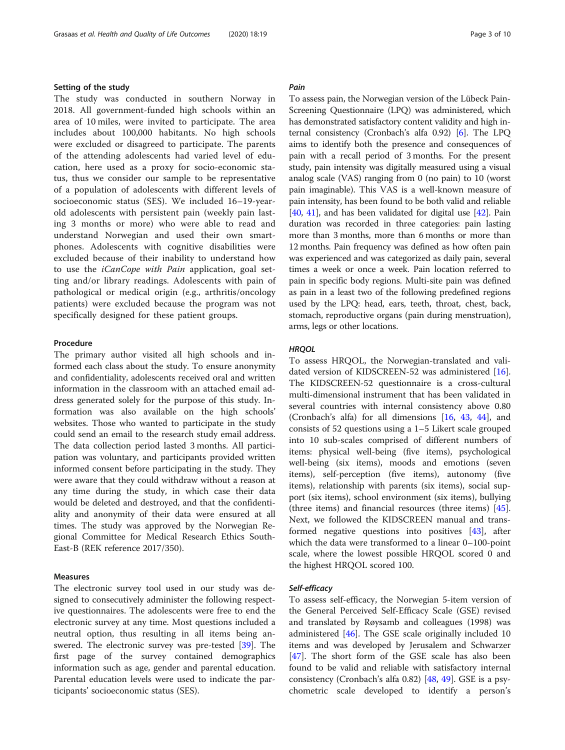### Setting of the study

The study was conducted in southern Norway in 2018. All government-funded high schools within an area of 10 miles, were invited to participate. The area includes about 100,000 habitants. No high schools were excluded or disagreed to participate. The parents of the attending adolescents had varied level of education, here used as a proxy for socio-economic status, thus we consider our sample to be representative of a population of adolescents with different levels of socioeconomic status (SES). We included 16–19-year-old adolescents with persistent pain (weekly pain lasting 3 months or more) who were able to read and understand Norwegian and used their own smartphones. Adolescents with cognitive disabilities were excluded because of their inability to understand how to use the *iCanCope with Pain* application, goal setting and/or library readings. Adolescents with pain of pathological or medical origin (e.g., arthritis/oncology patients) were excluded because the program was not specifically designed for these patient groups.

### Procedure

The primary author visited all high schools and informed each class about the study. To ensure anonymity and confidentiality, adolescents received oral and written information in the classroom with an attached email address generated solely for the purpose of this study. Information was also available on the high schools' websites. Those who wanted to participate in the study could send an email to the research study email address. The data collection period lasted 3 months. All participation was voluntary, and participants provided written informed consent before participating in the study. They were aware that they could withdraw without a reason at any time during the study, in which case their data would be deleted and destroyed, and that the confidentiality and anonymity of their data were ensured at all times. The study was approved by the Norwegian Regional Committee for Medical Research Ethics South-East-B (REK reference 2017/350).

### Measures

The electronic survey tool used in our study was designed to consecutively administer the following respective questionnaires. The adolescents were free to end the electronic survey at any time. Most questions included a neutral option, thus resulting in all items being answered. The electronic survey was pre-tested [39]. The first page of the survey contained demographics information such as age, gender and parental education. Parental education levels were used to indicate the participants' socioeconomic status (SES).

#### *Pain*

To assess pain, the Norwegian version of the Lübeck Pain-Screening Questionnaire (LPQ) was administered, which has demonstrated satisfactory content validity and high internal consistency (Cronbach's alfa 0.92) [6]. The LPQ aims to identify both the presence and consequences of pain with a recall period of 3 months. For the present study, pain intensity was digitally measured using a visual analog scale (VAS) ranging from 0 (no pain) to 10 (worst pain imaginable). This VAS is a well-known measure of pain intensity, has been found to be both valid and reliable [40, 41], and has been validated for digital use [42]. Pain duration was recorded in three categories: pain lasting more than 3 months, more than 6 months or more than 12 months. Pain frequency was defined as how often pain was experienced and was categorized as daily pain, several times a week or once a week. Pain location referred to pain in specific body regions. Multi-site pain was defined as pain in a least two of the following predefined regions used by the LPQ: head, ears, teeth, throat, chest, back, stomach, reproductive organs (pain during menstruation), arms, legs or other locations.

#### *HRQOL*

To assess HRQOL, the Norwegian-translated and validated version of KIDSCREEN-52 was administered [16]. The KIDSCREEN-52 questionnaire is a cross-cultural multi-dimensional instrument that has been validated in several countries with internal consistency above 0.80 (Cronbach's alfa) for all dimensions [16, 43, 44], and consists of 52 questions using a 1–5 Likert scale grouped into 10 sub-scales comprised of different numbers of items: physical well-being (five items), psychological well-being (six items), moods and emotions (seven items), self-perception (five items), autonomy (five items), relationship with parents (six items), social support (six items), school environment (six items), bullying (three items) and financial resources (three items) [45]. Next, we followed the KIDSCREEN manual and transformed negative questions into positives [43], after which the data were transformed to a linear 0–100-point scale, where the lowest possible HRQOL scored 0 and the highest HRQOL scored 100.

#### *Self-efficacy*

To assess self-efficacy, the Norwegian 5-item version of the General Perceived Self-Efficacy Scale (GSE) revised and translated by Røysamb and colleagues (1998) was administered [46]. The GSE scale originally included 10 items and was developed by Jerusalem and Schwarzer [47]. The short form of the GSE scale has also been found to be valid and reliable with satisfactory internal consistency (Cronbach's alfa 0.82) [48, 49]. GSE is a psychometric scale developed to identify a person's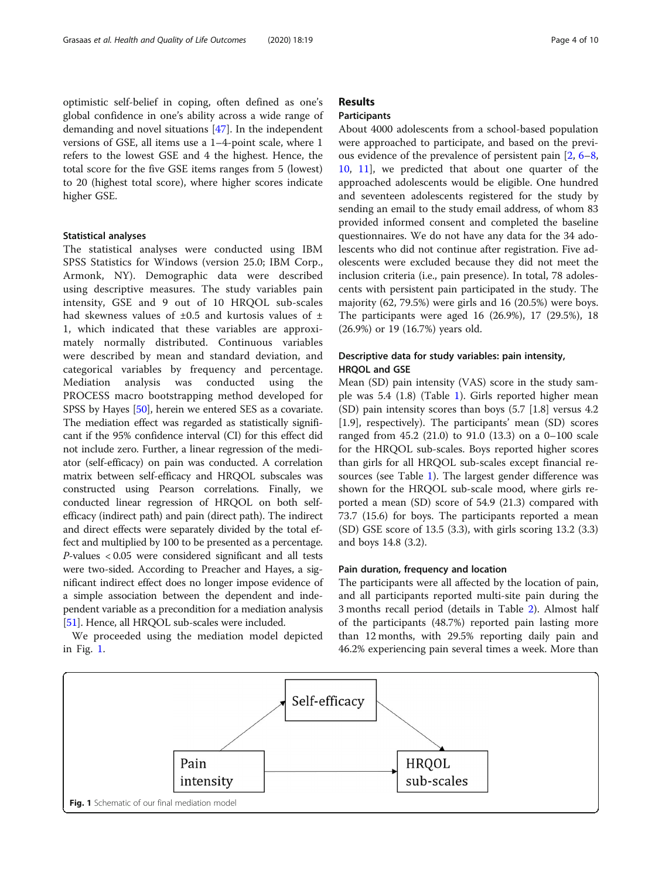optimistic self-belief in coping, often defined as one's global confidence in one's ability across a wide range of demanding and novel situations [47]. In the independent versions of GSE, all items use a 1–4-point scale, where 1 refers to the lowest GSE and 4 the highest. Hence, the total score for the five GSE items ranges from 5 (lowest) to 20 (highest total score), where higher scores indicate higher GSE.

### Statistical analyses

The statistical analyses were conducted using IBM SPSS Statistics for Windows (version 25.0; IBM Corp., Armonk, NY). Demographic data were described using descriptive measures. The study variables pain intensity, GSE and 9 out of 10 HRQOL sub-scales had skewness values of ±0.5 and kurtosis values of ± 1, which indicated that these variables are approximately normally distributed. Continuous variables were described by mean and standard deviation, and categorical variables by frequency and percentage. Mediation analysis was conducted using the PROCESS macro bootstrapping method developed for SPSS by Hayes [50], herein we entered SES as a covariate. The mediation effect was regarded as statistically significant if the 95% confidence interval (CI) for this effect did not include zero. Further, a linear regression of the mediator (self-efficacy) on pain was conducted. A correlation matrix between self-efficacy and HRQOL subscales was constructed using Pearson correlations. Finally, we conducted linear regression of HRQOL on both self-efficacy (indirect path) and pain (direct path). The indirect and direct effects were separately divided by the total effect and multiplied by 100 to be presented as a percentage. *P*-values $< 0.05$ were considered significant and all tests were two-sided. According to Preacher and Hayes, a significant indirect effect does no longer impose evidence of a simple association between the dependent and independent variable as a precondition for a mediation analysis [51]. Hence, all HRQOL sub-scales were included.

We proceeded using the mediation model depicted in Fig. 1.

## Results

### Participants

About 4000 adolescents from a school-based population were approached to participate, and based on the previous evidence of the prevalence of persistent pain [2, 6–8, 10, 11], we predicted that about one quarter of the approached adolescents would be eligible. One hundred and seventeen adolescents registered for the study by sending an email to the study email address, of whom 83 provided informed consent and completed the baseline questionnaires. We do not have any data for the 34 adolescents who did not continue after registration. Five adolescents were excluded because they did not meet the inclusion criteria (i.e., pain presence). In total, 78 adolescents with persistent pain participated in the study. The majority (62, 79.5%) were girls and 16 (20.5%) were boys. The participants were aged 16 (26.9%), 17 (29.5%), 18 (26.9%) or 19 (16.7%) years old.

### Descriptive data for study variables: pain intensity, HRQOL and GSE

Mean (SD) pain intensity (VAS) score in the study sample was 5.4 (1.8) (Table 1). Girls reported higher mean (SD) pain intensity scores than boys (5.7 [1.8] versus 4.2 [1.9], respectively). The participants' mean (SD) scores ranged from 45.2 (21.0) to 91.0 (13.3) on a 0–100 scale for the HRQOL sub-scales. Boys reported higher scores than girls for all HRQOL sub-scales except financial resources (see Table 1). The largest gender difference was shown for the HRQOL sub-scale mood, where girls reported a mean (SD) score of 54.9 (21.3) compared with 73.7 (15.6) for boys. The participants reported a mean (SD) GSE score of 13.5 (3.3), with girls scoring 13.2 (3.3) and boys 14.8 (3.2).

### Pain duration, frequency and location

The participants were all affected by the location of pain, and all participants reported multi-site pain during the 3 months recall period (details in Table 2). Almost half of the participants (48.7%) reported pain lasting more than 12 months, with 29.5% reporting daily pain and 46.2% experiencing pain several times a week. More than

**Fig. 1** Schematic of our final mediation model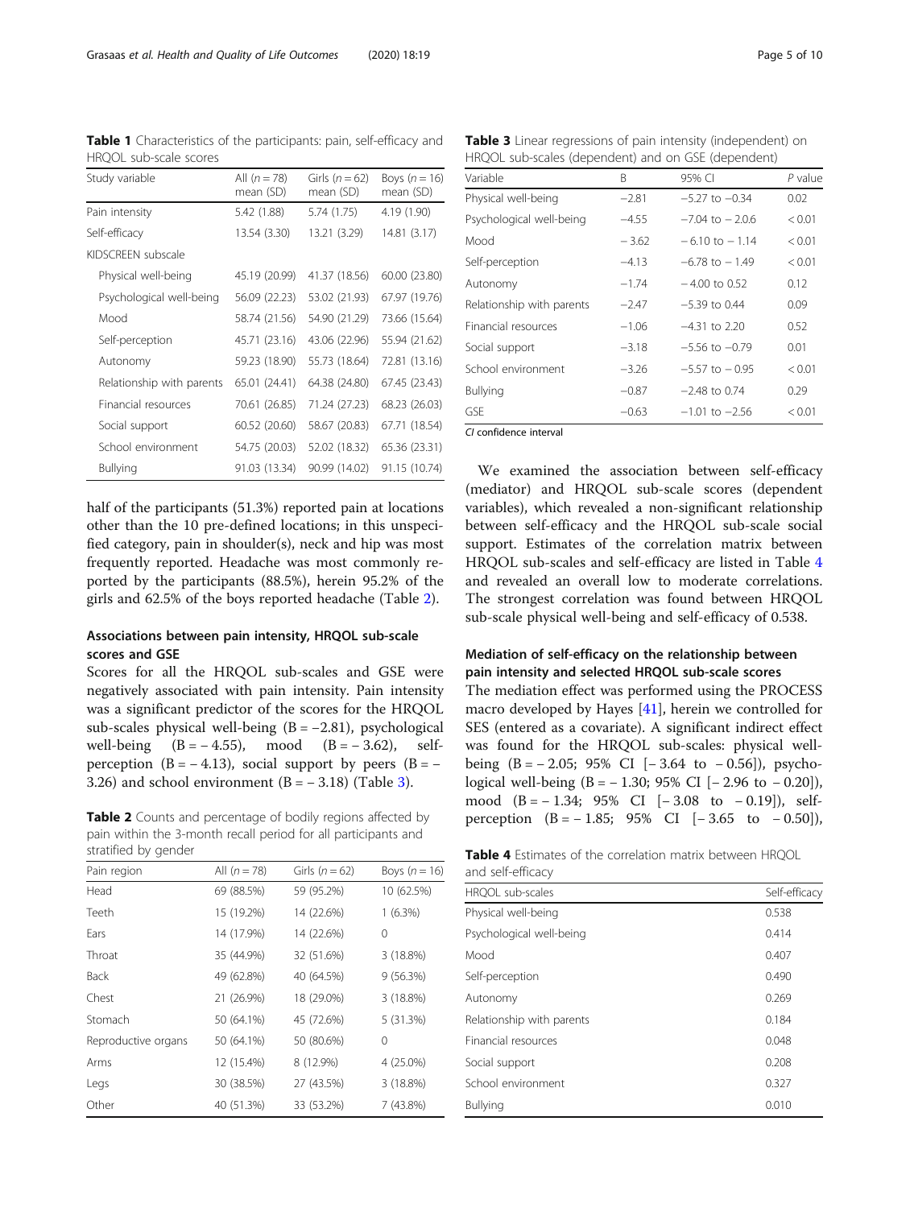**Table 1** Characteristics of the participants: pain, self-efficacy and HRQOL sub-scale scores

| Study variable | All (n = 78) mean (SD) | Girls (n = 62) mean (SD) | Boys (n = 16) mean (SD) |
|---|---|---|---|
| Pain intensity | 5.42 (1.88) | 5.74 (1.75) | 4.19 (1.90) |
| Self-efficacy | 13.54 (3.30) | 13.21 (3.29) | 14.81 (3.17) |
| KIDSCREEN subscale | | | |
| Physical well-being | 45.19 (20.99) | 41.37 (18.56) | 60.00 (23.80) |
| Psychological well-being | 56.09 (22.23) | 53.02 (21.93) | 67.97 (19.76) |
| Mood | 58.74 (21.56) | 54.90 (21.29) | 73.66 (15.64) |
| Self-perception | 45.71 (23.16) | 43.06 (22.96) | 55.94 (21.62) |
| Autonomy | 59.23 (18.90) | 55.73 (18.64) | 72.81 (13.16) |
| Relationship with parents | 65.01 (24.41) | 64.38 (24.80) | 67.45 (23.43) |
| Financial resources | 70.61 (26.85) | 71.24 (27.23) | 68.23 (26.03) |
| Social support | 60.52 (20.60) | 58.67 (20.83) | 67.71 (18.54) |
| School environment | 54.75 (20.03) | 52.02 (18.32) | 65.36 (23.31) |
| Bullying | 91.03 (13.34) | 90.99 (14.02) | 91.15 (10.74) |

half of the participants (51.3%) reported pain at locations other than the 10 pre-defined locations; in this unspecified category, pain in shoulder(s), neck and hip was most frequently reported. Headache was most commonly reported by the participants (88.5%), herein 95.2% of the girls and 62.5% of the boys reported headache (Table 2).

## Associations between pain intensity, HRQOL sub-scale scores and GSE

Scores for all the HRQOL sub-scales and GSE were negatively associated with pain intensity. Pain intensity was a significant predictor of the scores for the HRQOL sub-scales physical well-being (B = −2.81), psychological well-being (B = − 4.55), mood (B = − 3.62), self-perception (B = − 4.13), social support by peers (B = − 3.26) and school environment (B = − 3.18) (Table 3).

**Table 2** Counts and percentage of bodily regions affected by pain within the 3-month recall period for all participants and stratified by gender

| Pain region | All (n = 78) | Girls (n = 62) | Boys (n = 16) |
|---|---|---|---|
| Head | 69 (88.5%) | 59 (95.2%) | 10 (62.5%) |
| Teeth | 15 (19.2%) | 14 (22.6%) | 1 (6.3%) |
| Ears | 14 (17.9%) | 14 (22.6%) | 0 |
| Throat | 35 (44.9%) | 32 (51.6%) | 3 (18.8%) |
| Back | 49 (62.8%) | 40 (64.5%) | 9 (56.3%) |
| Chest | 21 (26.9%) | 18 (29.0%) | 3 (18.8%) |
| Stomach | 50 (64.1%) | 45 (72.6%) | 5 (31.3%) |
| Reproductive organs | 50 (64.1%) | 50 (80.6%) | 0 |
| Arms | 12 (15.4%) | 8 (12.9%) | 4 (25.0%) |
| Legs | 30 (38.5%) | 27 (43.5%) | 3 (18.8%) |
| Other | 40 (51.3%) | 33 (53.2%) | 7 (43.8%) |

**Table 3** Linear regressions of pain intensity (independent) on HRQOL sub-scales (dependent) and on GSE (dependent)

| Variable | B | 95% CI | P value |
|---|---|---|---|
| Physical well-being | −2.81 | −5.27 to −0.34 | 0.02 |
| Psychological well-being | −4.55 | −7.04 to − 2.06 | < 0.01 |
| Mood | − 3.62 | − 6.10 to − 1.14 | < 0.01 |
| Self-perception | −4.13 | −6.78 to − 1.49 | < 0.01 |
| Autonomy | −1.74 | − 4.00 to 0.52 | 0.12 |
| Relationship with parents | −2.47 | −5.39 to 0.44 | 0.09 |
| Financial resources | −1.06 | −4.31 to 2.20 | 0.52 |
| Social support | −3.18 | −5.56 to −0.79 | 0.01 |
| School environment | −3.26 | −5.57 to − 0.95 | < 0.01 |
| Bullying | −0.87 | −2.48 to 0.74 | 0.29 |
| GSE | −0.63 | −1.01 to −2.56 | < 0.01 |

*CI* confidence interval

We examined the association between self-efficacy (mediator) and HRQOL sub-scale scores (dependent variables), which revealed a non-significant relationship between self-efficacy and the HRQOL sub-scale social support. Estimates of the correlation matrix between HRQOL sub-scales and self-efficacy are listed in Table 4 and revealed an overall low to moderate correlations. The strongest correlation was found between HRQOL sub-scale physical well-being and self-efficacy of 0.538.

## Mediation of self-efficacy on the relationship between pain intensity and selected HRQOL sub-scale scores

The mediation effect was performed using the PROCESS macro developed by Hayes [41], herein we controlled for SES (entered as a covariate). A significant indirect effect was found for the HRQOL sub-scales: physical well-being (B = − 2.05; 95% CI [− 3.64 to − 0.56]), psychological well-being (B = − 1.30; 95% CI [− 2.96 to − 0.20]), mood (B = − 1.34; 95% CI [− 3.08 to − 0.19]), self-perception (B = − 1.85; 95% CI [− 3.65 to − 0.50]),

**Table 4** Estimates of the correlation matrix between HRQOL and self-efficacy

| HRQOL sub-scales | Self-efficacy |
|---|---|
| Physical well-being | 0.538 |
| Psychological well-being | 0.414 |
| Mood | 0.407 |
| Self-perception | 0.490 |
| Autonomy | 0.269 |
| Relationship with parents | 0.184 |
| Financial resources | 0.048 |
| Social support | 0.208 |
| School environment | 0.327 |
| Bullying | 0.010 |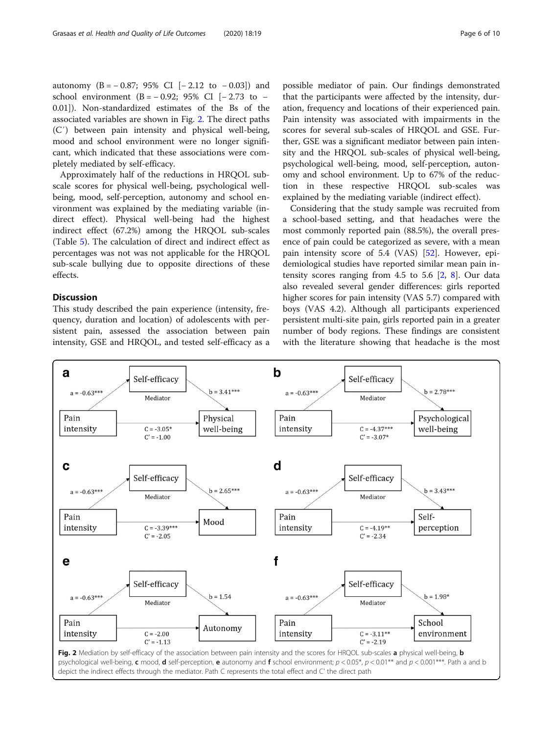autonomy (B = − 0.87; 95% CI [− 2.12 to − 0.03]) and school environment (B = − 0.92; 95% CI [− 2.73 to − 0.01]). Non-standardized estimates of the Bs of the associated variables are shown in Fig. 2. The direct paths (C′) between pain intensity and physical well-being, mood and school environment were no longer significant, which indicated that these associations were completely mediated by self-efficacy.

Approximately half of the reductions in HRQOL subscale scores for physical well-being, psychological well-being, mood, self-perception, autonomy and school environment was explained by the mediating variable (indirect effect). Physical well-being had the highest indirect effect (67.2%) among the HRQOL sub-scales (Table 5). The calculation of direct and indirect effect as percentages was not was not applicable for the HRQOL sub-scale bullying due to opposite directions of these effects.

## Discussion

This study described the pain experience (intensity, frequency, duration and location) of adolescents with persistent pain, assessed the association between pain intensity, GSE and HRQOL, and tested self-efficacy as a possible mediator of pain. Our findings demonstrated that the participants were affected by the intensity, duration, frequency and locations of their experienced pain. Pain intensity was associated with impairments in the scores for several sub-scales of HRQOL and GSE. Further, GSE was a significant mediator between pain intensity and the HRQOL sub-scales of physical well-being, psychological well-being, mood, self-perception, autonomy and school environment. Up to 67% of the reduction in these respective HRQOL sub-scales was explained by the mediating variable (indirect effect).

Considering that the study sample was recruited from a school-based setting, and that headaches were the most commonly reported pain (88.5%), the overall presence of pain could be categorized as severe, with a mean pain intensity score of 5.4 (VAS) [52]. However, epidemiological studies have reported similar mean pain intensity scores ranging from 4.5 to 5.6 [2, 8]. Our data also revealed several gender differences: girls reported higher scores for pain intensity (VAS 5.7) compared with boys (VAS 4.2). Although all participants experienced persistent multi-site pain, girls reported pain in a greater number of body regions. These findings are consistent with the literature showing that headache is the most

**Fig. 2** Mediation by self-efficacy of the association between pain intensity and the scores for HRQOL sub-scales **a** physical well-being, **b** psychological well-being, **c** mood, **d** self-perception, **e** autonomy and **f** school environment; $p < 0.05$*, $p < 0.01$** and $p < 0.001$***. Path a and b depict the indirect effects through the mediator. Path C represents the total effect and C' the direct path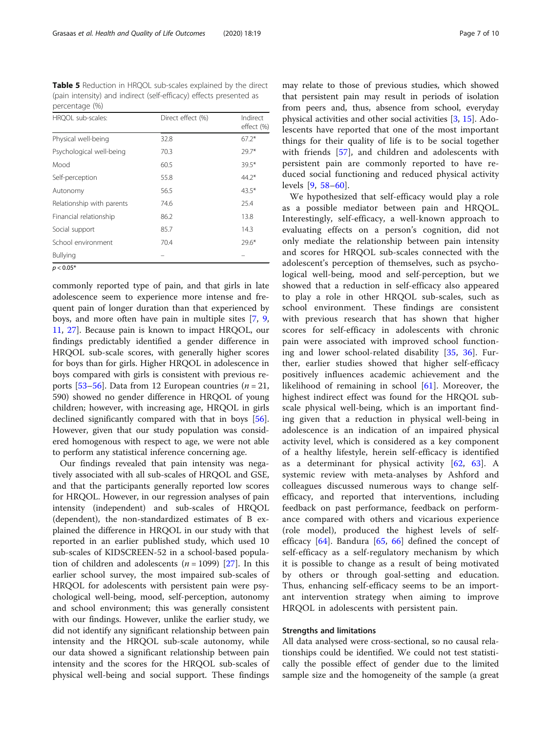**Table 5** Reduction in HRQOL sub-scales explained by the direct (pain intensity) and indirect (self-efficacy) effects presented as percentage (%)

| HRQOL sub-scales: | Direct effect (%) | Indirect effect (%) |
|---|---|---|
| Physical well-being | 32.8 | 67.2* |
| Psychological well-being | 70.3 | 29.7* |
| Mood | 60.5 | 39.5* |
| Self-perception | 55.8 | 44.2* |
| Autonomy | 56.5 | 43.5* |
| Relationship with parents | 74.6 | 25.4 |
| Financial relationship | 86.2 | 13.8 |
| Social support | 85.7 | 14.3 |
| School environment | 70.4 | 29.6* |
| Bullying | – | – |

$p < 0.05$*

commonly reported type of pain, and that girls in late adolescence seem to experience more intense and frequent pain of longer duration than that experienced by boys, and more often have pain in multiple sites [7, 9, 11, 27]. Because pain is known to impact HRQOL, our findings predictably identified a gender difference in HRQOL sub-scale scores, with generally higher scores for boys than for girls. Higher HRQOL in adolescence in boys compared with girls is consistent with previous reports [53–56]. Data from 12 European countries ($n = 21,590$) showed no gender difference in HRQOL of young children; however, with increasing age, HRQOL in girls declined significantly compared with that in boys [56]. However, given that our study population was considered homogenous with respect to age, we were not able to perform any statistical inference concerning age.

Our findings revealed that pain intensity was negatively associated with all sub-scales of HRQOL and GSE, and that the participants generally reported low scores for HRQOL. However, in our regression analyses of pain intensity (independent) and sub-scales of HRQOL (dependent), the non-standardized estimates of B explained the difference in HRQOL in our study with that reported in an earlier published study, which used 10 sub-scales of KIDSCREEN-52 in a school-based population of children and adolescents ($n = 1099$) [27]. In this earlier school survey, the most impaired sub-scales of HRQOL for adolescents with persistent pain were psychological well-being, mood, self-perception, autonomy and school environment; this was generally consistent with our findings. However, unlike the earlier study, we did not identify any significant relationship between pain intensity and the HRQOL sub-scale autonomy, while our data showed a significant relationship between pain intensity and the scores for the HRQOL sub-scales of physical well-being and social support. These findings may relate to those of previous studies, which showed that persistent pain may result in periods of isolation from peers and, thus, absence from school, everyday physical activities and other social activities [3, 15]. Adolescents have reported that one of the most important things for their quality of life is to be social together with friends [57], and children and adolescents with persistent pain are commonly reported to have reduced social functioning and reduced physical activity levels [9, 58–60].

We hypothesized that self-efficacy would play a role as a possible mediator between pain and HRQOL. Interestingly, self-efficacy, a well-known approach to evaluating effects on a person's cognition, did not only mediate the relationship between pain intensity and scores for HRQOL sub-scales connected with the adolescent's perception of themselves, such as psychological well-being, mood and self-perception, but we showed that a reduction in self-efficacy also appeared to play a role in other HRQOL sub-scales, such as school environment. These findings are consistent with previous research that has shown that higher scores for self-efficacy in adolescents with chronic pain were associated with improved school functioning and lower school-related disability [35, 36]. Further, earlier studies showed that higher self-efficacy positively influences academic achievement and the likelihood of remaining in school [61]. Moreover, the highest indirect effect was found for the HRQOL sub-scale physical well-being, which is an important finding given that a reduction in physical well-being in adolescence is an indication of an impaired physical activity level, which is considered as a key component of a healthy lifestyle, herein self-efficacy is identified as a determinant for physical activity [62, 63]. A systemic review with meta-analyses by Ashford and colleagues discussed numerous ways to change self-efficacy, and reported that interventions, including feedback on past performance, feedback on performance compared with others and vicarious experience (role model), produced the highest levels of self-efficacy [64]. Bandura [65, 66] defined the concept of self-efficacy as a self-regulatory mechanism by which it is possible to change as a result of being motivated by others or through goal-setting and education. Thus, enhancing self-efficacy seems to be an important intervention strategy when aiming to improve HRQOL in adolescents with persistent pain.

## Strengths and limitations

All data analysed were cross-sectional, so no causal relationships could be identified. We could not test statistically the possible effect of gender due to the limited sample size and the homogeneity of the sample (a great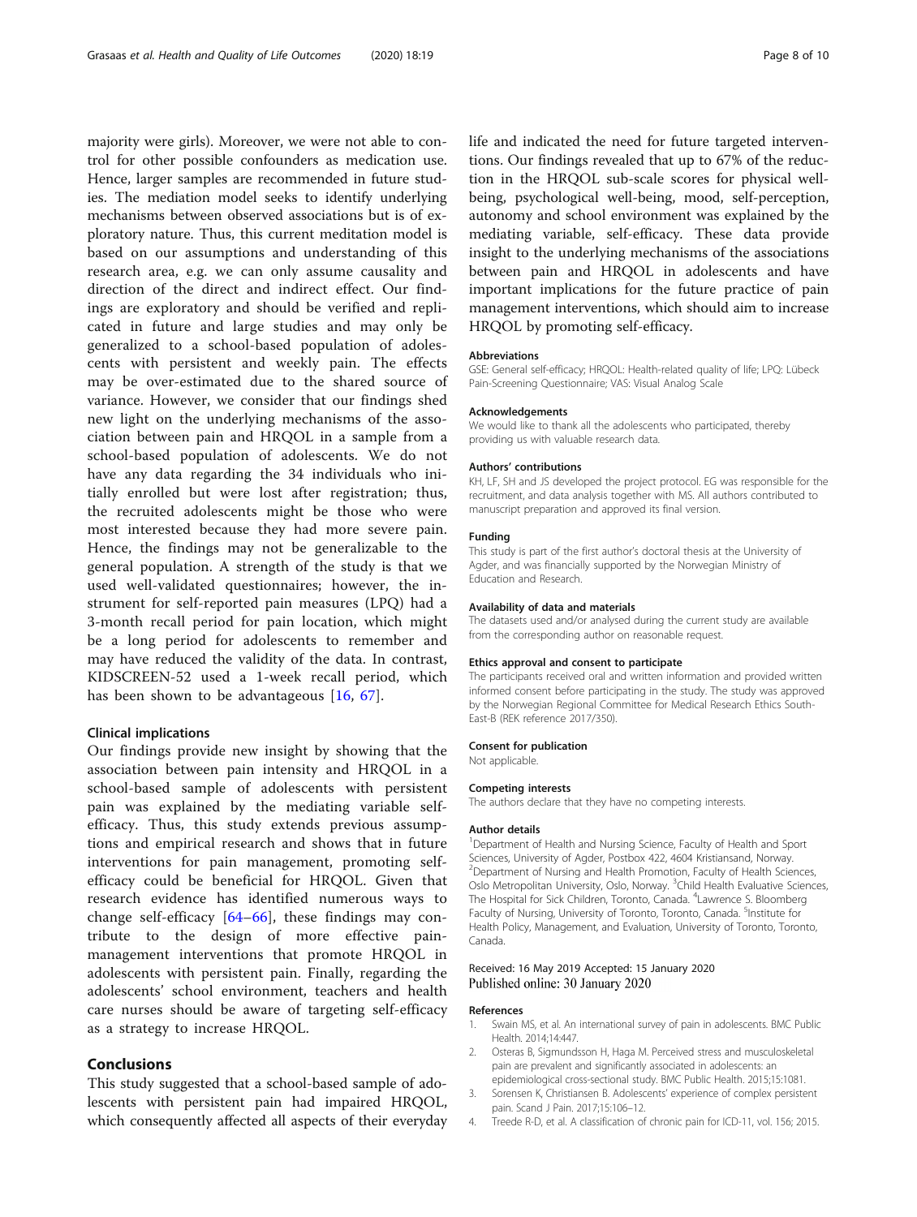majority were girls). Moreover, we were not able to control for other possible confounders as medication use. Hence, larger samples are recommended in future studies. The mediation model seeks to identify underlying mechanisms between observed associations but is of exploratory nature. Thus, this current meditation model is based on our assumptions and understanding of this research area, e.g. we can only assume causality and direction of the direct and indirect effect. Our findings are exploratory and should be verified and replicated in future and large studies and may only be generalized to a school-based population of adolescents with persistent and weekly pain. The effects may be over-estimated due to the shared source of variance. However, we consider that our findings shed new light on the underlying mechanisms of the association between pain and HRQOL in a sample from a school-based population of adolescents. We do not have any data regarding the 34 individuals who initially enrolled but were lost after registration; thus, the recruited adolescents might be those who were most interested because they had more severe pain. Hence, the findings may not be generalizable to the general population. A strength of the study is that we used well-validated questionnaires; however, the instrument for self-reported pain measures (LPQ) had a 3-month recall period for pain location, which might be a long period for adolescents to remember and may have reduced the validity of the data. In contrast, KIDSCREEN-52 used a 1-week recall period, which has been shown to be advantageous [16, 67].

### Clinical implications

Our findings provide new insight by showing that the association between pain intensity and HRQOL in a school-based sample of adolescents with persistent pain was explained by the mediating variable self-efficacy. Thus, this study extends previous assumptions and empirical research and shows that in future interventions for pain management, promoting self-efficacy could be beneficial for HRQOL. Given that research evidence has identified numerous ways to change self-efficacy [64–66], these findings may contribute to the design of more effective pain-management interventions that promote HRQOL in adolescents with persistent pain. Finally, regarding the adolescents' school environment, teachers and health care nurses should be aware of targeting self-efficacy as a strategy to increase HRQOL.

## Conclusions

This study suggested that a school-based sample of adolescents with persistent pain had impaired HRQOL, which consequently affected all aspects of their everyday life and indicated the need for future targeted interventions. Our findings revealed that up to 67% of the reduction in the HRQOL sub-scale scores for physical well-being, psychological well-being, mood, self-perception, autonomy and school environment was explained by the mediating variable, self-efficacy. These data provide insight to the underlying mechanisms of the associations between pain and HRQOL in adolescents and have important implications for the future practice of pain management interventions, which should aim to increase HRQOL by promoting self-efficacy.

#### Abbreviations

GSE: General self-efficacy; HRQOL: Health-related quality of life; LPQ: Lübeck Pain-Screening Questionnaire; VAS: Visual Analog Scale

#### Acknowledgements

We would like to thank all the adolescents who participated, thereby providing us with valuable research data.

#### Authors' contributions

KH, LF, SH and JS developed the project protocol. EG was responsible for the recruitment, and data analysis together with MS. All authors contributed to manuscript preparation and approved its final version.

#### Funding

This study is part of the first author's doctoral thesis at the University of Agder, and was financially supported by the Norwegian Ministry of Education and Research.

#### Availability of data and materials

The datasets used and/or analysed during the current study are available from the corresponding author on reasonable request.

#### Ethics approval and consent to participate

The participants received oral and written information and provided written informed consent before participating in the study. The study was approved by the Norwegian Regional Committee for Medical Research Ethics South-East-B (REK reference 2017/350).

#### Consent for publication

Not applicable.

#### Competing interests

The authors declare that they have no competing interests.

#### Author details

[1]Department of Health and Nursing Science, Faculty of Health and Sport Sciences, University of Agder, Postbox 422, 4604 Kristiansand, Norway. [2]Department of Nursing and Health Promotion, Faculty of Health Sciences, Oslo Metropolitan University, Oslo, Norway. [3]Child Health Evaluative Sciences, The Hospital for Sick Children, Toronto, Canada. [4]Lawrence S. Bloomberg Faculty of Nursing, University of Toronto, Toronto, Canada. [5]Institute for Health Policy, Management, and Evaluation, University of Toronto, Toronto, Canada.

Received: 16 May 2019 Accepted: 15 January 2020
Published online: 30 January 2020

#### References

1. Swain MS, et al. An international survey of pain in adolescents. BMC Public Health. 2014;14:447.
2. Osteras B, Sigmundsson H, Haga M. Perceived stress and musculoskeletal pain are prevalent and significantly associated in adolescents: an epidemiological cross-sectional study. BMC Public Health. 2015;15:1081.
3. Sorensen K, Christiansen B. Adolescents' experience of complex persistent pain. Scand J Pain. 2017;15:106–12.
4. Treede R-D, et al. A classification of chronic pain for ICD-11, vol. 156; 2015.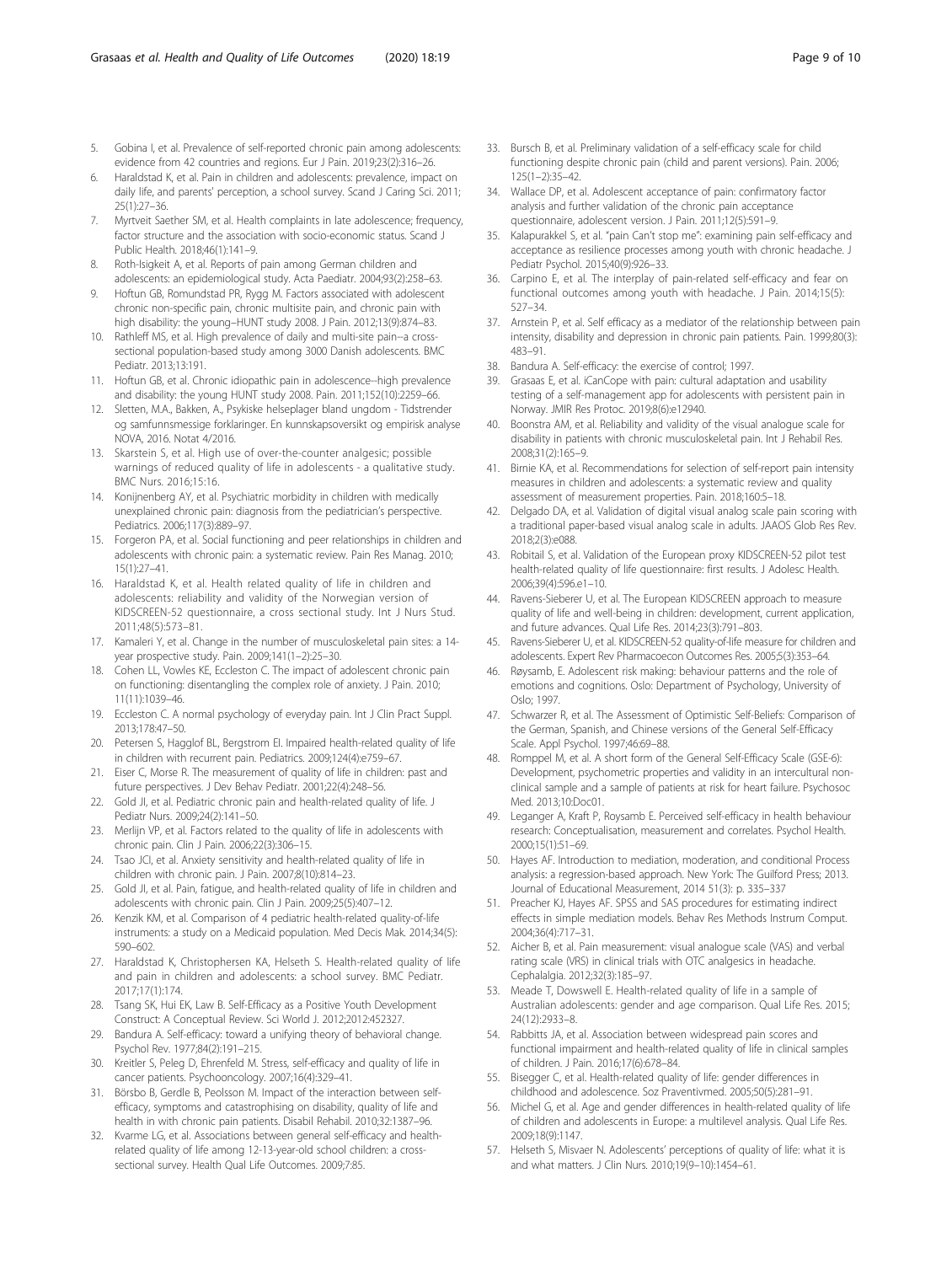5. Gobina I, et al. Prevalence of self-reported chronic pain among adolescents: evidence from 42 countries and regions. Eur J Pain. 2019;23(2):316–26.
6. Haraldstad K, et al. Pain in children and adolescents: prevalence, impact on daily life, and parents' perception, a school survey. Scand J Caring Sci. 2011; 25(1):27–36.
7. Myrtveit Saether SM, et al. Health complaints in late adolescence; frequency, factor structure and the association with socio-economic status. Scand J Public Health. 2018;46(1):141–9.
8. Roth-Isigkeit A, et al. Reports of pain among German children and adolescents: an epidemiological study. Acta Paediatr. 2004;93(2):258–63.
9. Hoftun GB, Romundstad PR, Rygg M. Factors associated with adolescent chronic non-specific pain, chronic multisite pain, and chronic pain with high disability: the young–HUNT study 2008. J Pain. 2012;13(9):874–83.
10. Rathleff MS, et al. High prevalence of daily and multi-site pain--a cross-sectional population-based study among 3000 Danish adolescents. BMC Pediatr. 2013;13:191.
11. Hoftun GB, et al. Chronic idiopathic pain in adolescence--high prevalence and disability: the young HUNT study 2008. Pain. 2011;152(10):2259–66.
12. Sletten, M.A., Bakken, A., Psykiske helseplager bland ungdom - Tidstrender og samfunnsmessige forklaringer. En kunnskapsoversikt og empirisk analyse NOVA, 2016. Notat 4/2016.
13. Skarstein S, et al. High use of over-the-counter analgesic; possible warnings of reduced quality of life in adolescents - a qualitative study. BMC Nurs. 2016;15:16.
14. Konijnenberg AY, et al. Psychiatric morbidity in children with medically unexplained chronic pain: diagnosis from the pediatrician's perspective. Pediatrics. 2006;117(3):889–97.
15. Forgeron PA, et al. Social functioning and peer relationships in children and adolescents with chronic pain: a systematic review. Pain Res Manag. 2010; 15(1):27–41.
16. Haraldstad K, et al. Health related quality of life in children and adolescents: reliability and validity of the Norwegian version of KIDSCREEN-52 questionnaire, a cross sectional study. Int J Nurs Stud. 2011;48(5):573–81.
17. Kamaleri Y, et al. Change in the number of musculoskeletal pain sites: a 14-year prospective study. Pain. 2009;141(1–2):25–30.
18. Cohen LL, Vowles KE, Eccleston C. The impact of adolescent chronic pain on functioning: disentangling the complex role of anxiety. J Pain. 2010; 11(11):1039–46.
19. Eccleston C. A normal psychology of everyday pain. Int J Clin Pract Suppl. 2013;178:47–50.
20. Petersen S, Hagglof BL, Bergstrom EI. Impaired health-related quality of life in children with recurrent pain. Pediatrics. 2009;124(4):e759–67.
21. Eiser C, Morse R. The measurement of quality of life in children: past and future perspectives. J Dev Behav Pediatr. 2001;22(4):248–56.
22. Gold JI, et al. Pediatric chronic pain and health-related quality of life. J Pediatr Nurs. 2009;24(2):141–50.
23. Merlijn VP, et al. Factors related to the quality of life in adolescents with chronic pain. Clin J Pain. 2006;22(3):306–15.
24. Tsao JCI, et al. Anxiety sensitivity and health-related quality of life in children with chronic pain. J Pain. 2007;8(10):814–23.
25. Gold JI, et al. Pain, fatigue, and health-related quality of life in children and adolescents with chronic pain. Clin J Pain. 2009;25(5):407–12.
26. Kenzik KM, et al. Comparison of 4 pediatric health-related quality-of-life instruments: a study on a Medicaid population. Med Decis Mak. 2014;34(5): 590–602.
27. Haraldstad K, Christophersen KA, Helseth S. Health-related quality of life and pain in children and adolescents: a school survey. BMC Pediatr. 2017;17(1):174.
28. Tsang SK, Hui EK, Law B. Self-Efficacy as a Positive Youth Development Construct: A Conceptual Review. Sci World J. 2012;2012:452327.
29. Bandura A. Self-efficacy: toward a unifying theory of behavioral change. Psychol Rev. 1977;84(2):191–215.
30. Kreitler S, Peleg D, Ehrenfeld M. Stress, self-efficacy and quality of life in cancer patients. Psychooncology. 2007;16(4):329–41.
31. Börsbo B, Gerdle B, Peolsson M. Impact of the interaction between self-efficacy, symptoms and catastrophising on disability, quality of life and health in with chronic pain patients. Disabil Rehabil. 2010;32:1387–96.
32. Kvarme LG, et al. Associations between general self-efficacy and health-related quality of life among 12-13-year-old school children: a cross-sectional survey. Health Qual Life Outcomes. 2009;7:85.
33. Bursch B, et al. Preliminary validation of a self-efficacy scale for child functioning despite chronic pain (child and parent versions). Pain. 2006; 125(1–2):35–42.
34. Wallace DP, et al. Adolescent acceptance of pain: confirmatory factor analysis and further validation of the chronic pain acceptance questionnaire, adolescent version. J Pain. 2011;12(5):591–9.
35. Kalapurakkel S, et al. "pain Can't stop me": examining pain self-efficacy and acceptance as resilience processes among youth with chronic headache. J Pediatr Psychol. 2015;40(9):926–33.
36. Carpino E, et al. The interplay of pain-related self-efficacy and fear on functional outcomes among youth with headache. J Pain. 2014;15(5): 527–34.
37. Arnstein P, et al. Self efficacy as a mediator of the relationship between pain intensity, disability and depression in chronic pain patients. Pain. 1999;80(3): 483–91.
38. Bandura A. Self-efficacy: the exercise of control; 1997.
39. Grasaas E, et al. iCanCope with pain: cultural adaptation and usability testing of a self-management app for adolescents with persistent pain in Norway. JMIR Res Protoc. 2019;8(6):e12940.
40. Boonstra AM, et al. Reliability and validity of the visual analogue scale for disability in patients with chronic musculoskeletal pain. Int J Rehabil Res. 2008;31(2):165–9.
41. Birnie KA, et al. Recommendations for selection of self-report pain intensity measures in children and adolescents: a systematic review and quality assessment of measurement properties. Pain. 2018;160:5–18.
42. Delgado DA, et al. Validation of digital visual analog scale pain scoring with a traditional paper-based visual analog scale in adults. JAAOS Glob Res Rev. 2018;2(3):e088.
43. Robitail S, et al. Validation of the European proxy KIDSCREEN-52 pilot test health-related quality of life questionnaire: first results. J Adolesc Health. 2006;39(4):596.e1–10.
44. Ravens-Sieberer U, et al. The European KIDSCREEN approach to measure quality of life and well-being in children: development, current application, and future advances. Qual Life Res. 2014;23(3):791–803.
45. Ravens-Sieberer U, et al. KIDSCREEN-52 quality-of-life measure for children and adolescents. Expert Rev Pharmacoecon Outcomes Res. 2005;5(3):353–64.
46. Røysamb, E. Adolescent risk making: behaviour patterns and the role of emotions and cognitions. Oslo: Department of Psychology, University of Oslo; 1997.
47. Schwarzer R, et al. The Assessment of Optimistic Self-Beliefs: Comparison of the German, Spanish, and Chinese versions of the General Self-Efficacy Scale. Appl Psychol. 1997;46:69–88.
48. Romppel M, et al. A short form of the General Self-Efficacy Scale (GSE-6): Development, psychometric properties and validity in an intercultural non-clinical sample and a sample of patients at risk for heart failure. Psychosoc Med. 2013;10:Doc01.
49. Leganger A, Kraft P, Roysamb E. Perceived self-efficacy in health behaviour research: Conceptualisation, measurement and correlates. Psychol Health. 2000;15(1):51–69.
50. Hayes AF. Introduction to mediation, moderation, and conditional Process analysis: a regression-based approach. New York: The Guilford Press; 2013. Journal of Educational Measurement, 2014 51(3): p. 335–337
51. Preacher KJ, Hayes AF. SPSS and SAS procedures for estimating indirect effects in simple mediation models. Behav Res Methods Instrum Comput. 2004;36(4):717–31.
52. Aicher B, et al. Pain measurement: visual analogue scale (VAS) and verbal rating scale (VRS) in clinical trials with OTC analgesics in headache. Cephalalgia. 2012;32(3):185–97.
53. Meade T, Dowswell E. Health-related quality of life in a sample of Australian adolescents: gender and age comparison. Qual Life Res. 2015; 24(12):2933–8.
54. Rabbitts JA, et al. Association between widespread pain scores and functional impairment and health-related quality of life in clinical samples of children. J Pain. 2016;17(6):678–84.
55. Bisegger C, et al. Health-related quality of life: gender differences in childhood and adolescence. Soz Praventivmed. 2005;50(5):281–91.
56. Michel G, et al. Age and gender differences in health-related quality of life of children and adolescents in Europe: a multilevel analysis. Qual Life Res. 2009;18(9):1147.
57. Helseth S, Misvaer N. Adolescents' perceptions of quality of life: what it is and what matters. J Clin Nurs. 2010;19(9–10):1454–61.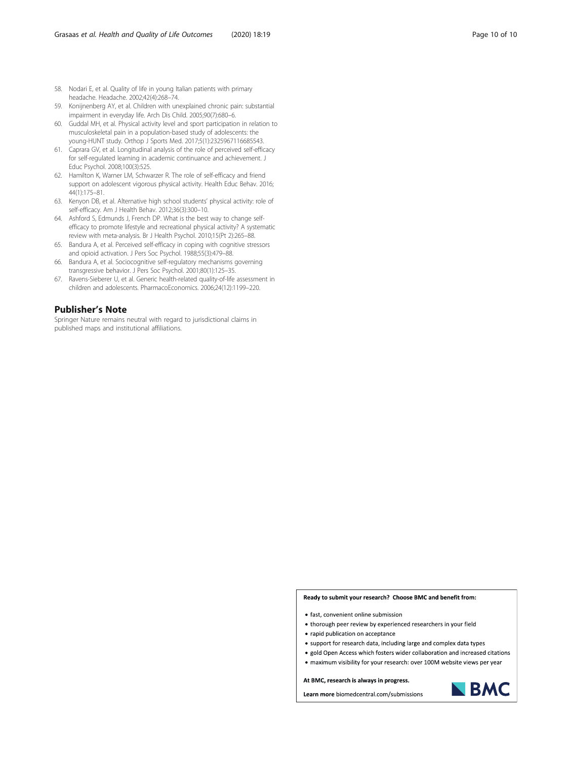58. Nodari E, et al. Quality of life in young Italian patients with primary headache. Headache. 2002;42(4):268–74.
59. Konijnenberg AY, et al. Children with unexplained chronic pain: substantial impairment in everyday life. Arch Dis Child. 2005;90(7):680–6.
60. Guddal MH, et al. Physical activity level and sport participation in relation to musculoskeletal pain in a population-based study of adolescents: the young-HUNT study. Orthop J Sports Med. 2017;5(1):2325967116685543.
61. Caprara GV, et al. Longitudinal analysis of the role of perceived self-efficacy for self-regulated learning in academic continuance and achievement. J Educ Psychol. 2008;100(3):525.
62. Hamilton K, Warner LM, Schwarzer R. The role of self-efficacy and friend support on adolescent vigorous physical activity. Health Educ Behav. 2016; 44(1):175–81.
63. Kenyon DB, et al. Alternative high school students' physical activity: role of self-efficacy. Am J Health Behav. 2012;36(3):300–10.
64. Ashford S, Edmunds J, French DP. What is the best way to change self-efficacy to promote lifestyle and recreational physical activity? A systematic review with meta-analysis. Br J Health Psychol. 2010;15(Pt 2):265–88.
65. Bandura A, et al. Perceived self-efficacy in coping with cognitive stressors and opioid activation. J Pers Soc Psychol. 1988;55(3):479–88.
66. Bandura A, et al. Sociocognitive self-regulatory mechanisms governing transgressive behavior. J Pers Soc Psychol. 2001;80(1):125–35.
67. Ravens-Sieberer U, et al. Generic health-related quality-of-life assessment in children and adolescents. PharmacoEconomics. 2006;24(12):1199–220.

## Publisher's Note

Springer Nature remains neutral with regard to jurisdictional claims in published maps and institutional affiliations.

**Ready to submit your research? Choose BMC and benefit from:**

- fast, convenient online submission
- thorough peer review by experienced researchers in your field
- rapid publication on acceptance
- support for research data, including large and complex data types
- gold Open Access which fosters wider collaboration and increased citations
- maximum visibility for your research: over 100M website views per year

**At BMC, research is always in progress.**

**Learn more** biomedcentral.com/submissions

BMC